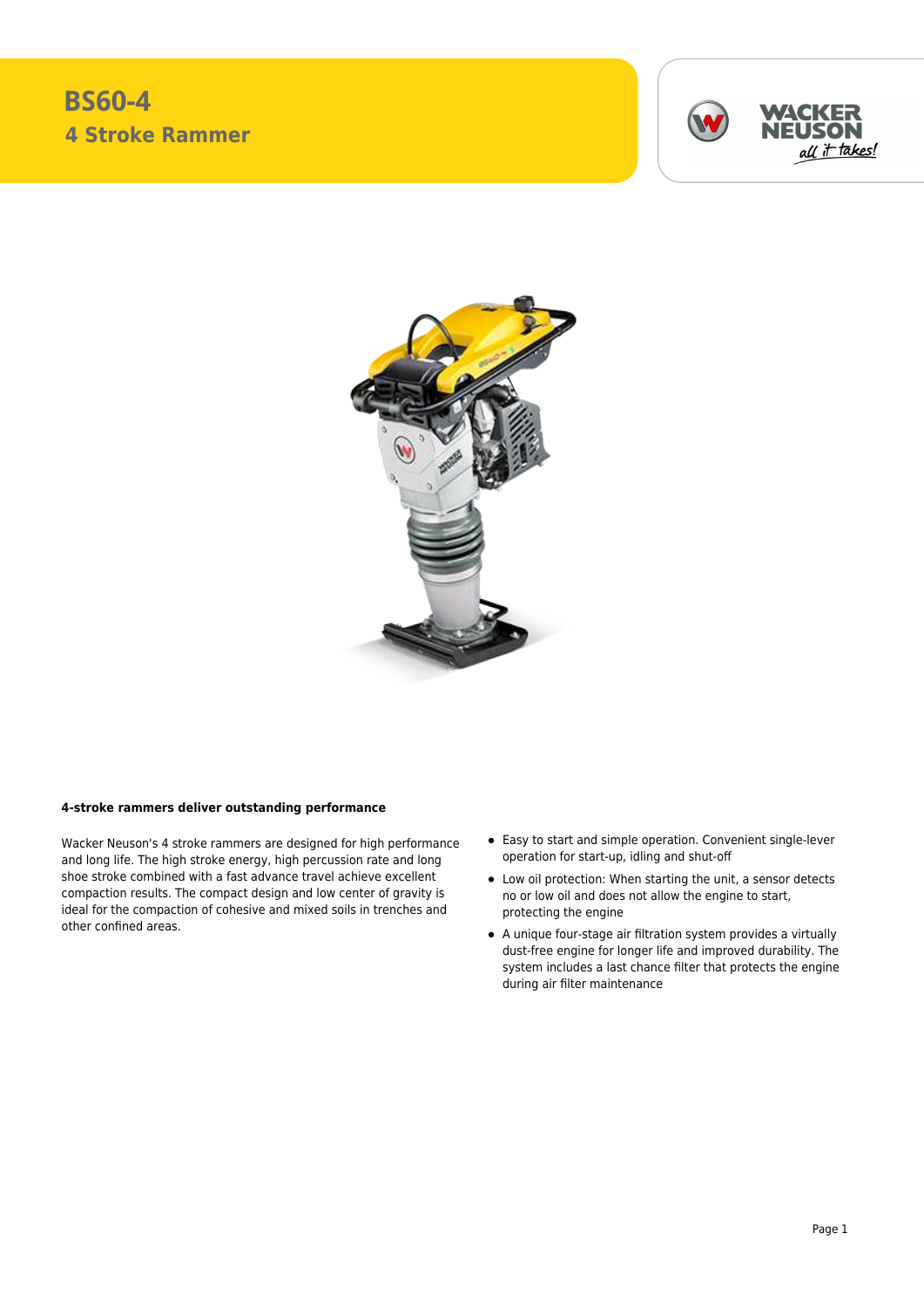# BS60-4

## 4 Stroke Rammer

**4-stroke rammers deliver outstanding performance**

Wacker Neuson's 4 stroke rammers are designed for high performance and long life. The high stroke energy, high percussion rate and long shoe stroke combined with a fast advance travel achieve excellent compaction results. The compact design and low center of gravity is ideal for the compaction of cohesive and mixed soils in trenches and other confined areas.

- Easy to start and simple operation. Convenient single-lever operation for start-up, idling and shut-off
- Low oil protection: When starting the unit, a sensor detects no or low oil and does not allow the engine to start, protecting the engine
- A unique four-stage air filtration system provides a virtually dust-free engine for longer life and improved durability. The system includes a last chance filter that protects the engine during air filter maintenance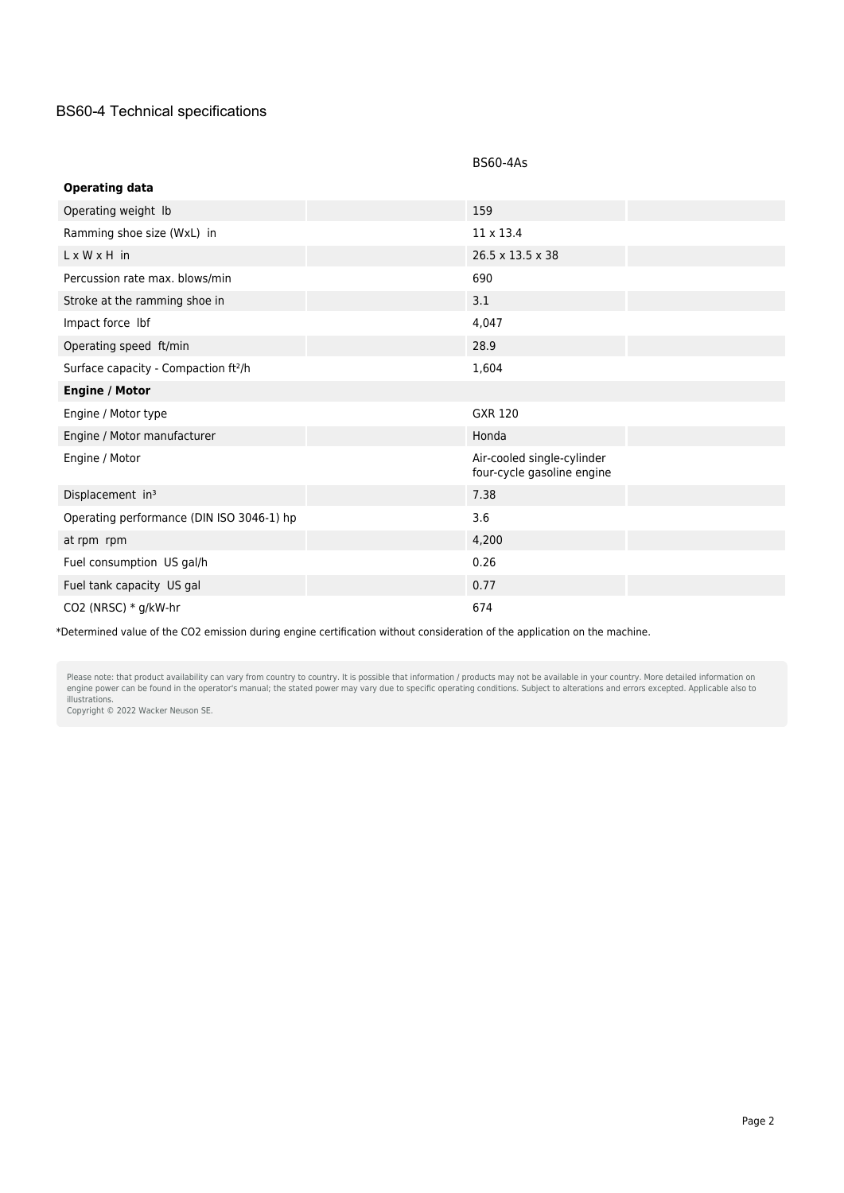## BS60-4 Technical specifications

| | BS60-4As |
|---|---|
| **Operating data** | |
| Operating weight lb | 159 |
| Ramming shoe size (WxL) in | 11 x 13.4 |
| L x W x H in | 26.5 x 13.5 x 38 |
| Percussion rate max. blows/min | 690 |
| Stroke at the ramming shoe in | 3.1 |
| Impact force lbf | 4,047 |
| Operating speed ft/min | 28.9 |
| Surface capacity - Compaction ft²/h | 1,604 |
| **Engine / Motor** | |
| Engine / Motor type | GXR 120 |
| Engine / Motor manufacturer | Honda |
| Engine / Motor | Air-cooled single-cylinder four-cycle gasoline engine |
| Displacement in³ | 7.38 |
| Operating performance (DIN ISO 3046-1) hp | 3.6 |
| at rpm rpm | 4,200 |
| Fuel consumption US gal/h | 0.26 |
| Fuel tank capacity US gal | 0.77 |
| $CO_2$ (NRSC) * g/kW-hr | 674 |

*Determined value of the CO2 emission during engine certification without consideration of the application on the machine.

Please note: that product availability can vary from country to country. It is possible that information / products may not be available in your country. More detailed information on engine power can be found in the operator's manual; the stated power may vary due to specific operating conditions. Subject to alterations and errors excepted. Applicable also to illustrations.
Copyright © 2022 Wacker Neuson SE.